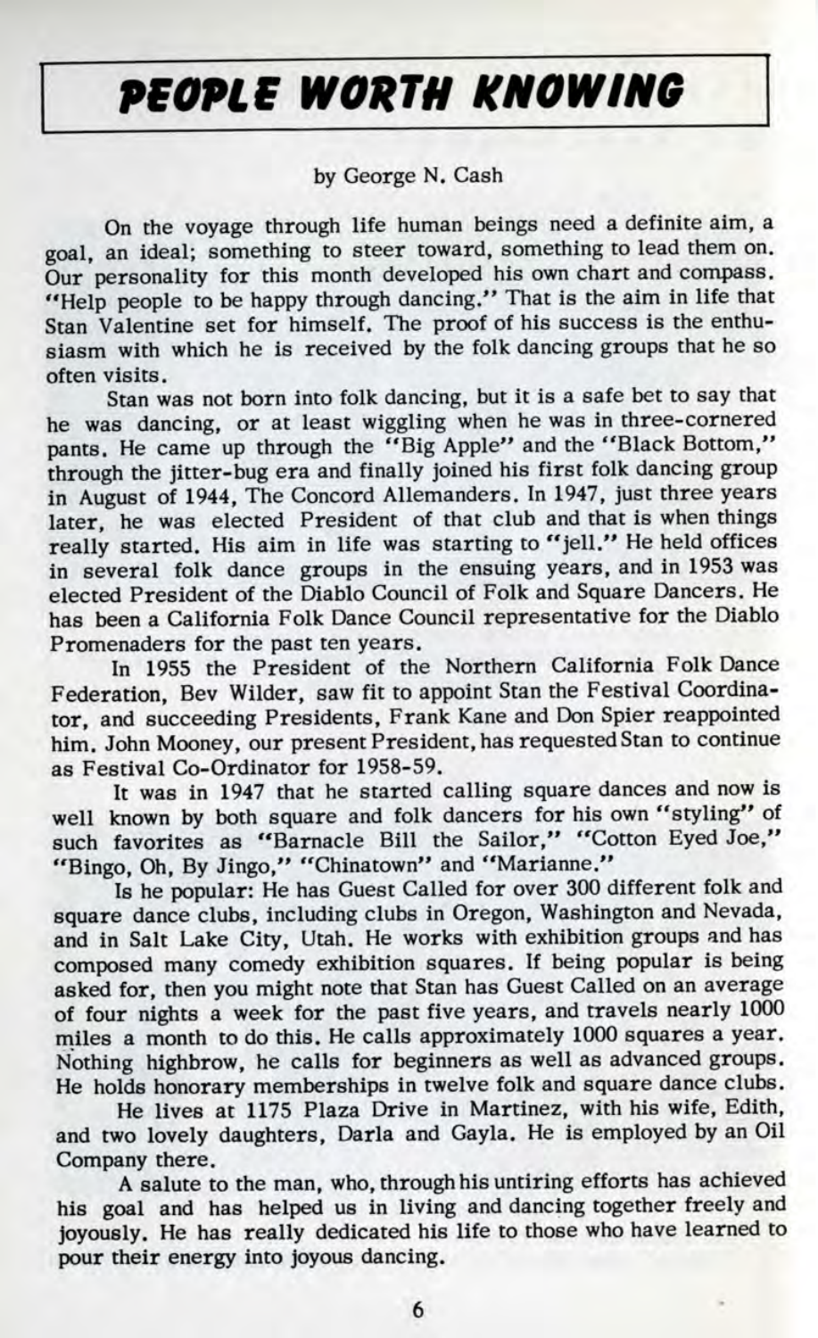# PEOPLE WORTH KNOWING

by George N. Cash

On the voyage through life human beings need a definite aim, a goal, an ideal; something to steer toward, something to lead them on. Our personality for this month developed his own chart and compass. "Help people to be happy through dancing." That is the aim in life that Stan Valentine set for himself. The proof of his success is the enthusiasm with which he is received by the folk dancing groups that he so often visits.

Stan was not born into folk dancing, but it is a safe bet to say that he was dancing, or at least wiggling when he was in three-cornered pants. He came up through the "Big Apple" and the "Black Bottom," through the jitter-bug era and finally joined his first folk dancing group in August of 1944, The Concord Allemanders. In 1947, just three years later, he was elected President of that club and that is when things really started. His aim in life was starting to "jell." He held offices in several folk dance groups in the ensuing years, and in 1953 was elected President of the Diablo Council of Folk and Square Dancers. He has been a California Folk Dance Council representative for the Diablo Promenaders for the past ten years.

In 1955 the President of the Northern California Folk Dance Federation, Bev Wilder, saw fit to appoint Stan the Festival Coordinator, and succeeding Presidents, Frank Kane and Don Spier reappointed him. John Mooney, our present President, has requested Stan to continue as Festival Co-Ordinator for 1958-59.

It was in 1947 that he started calling square dances and now is well known by both square and folk dancers for his own "styling" of such favorites as "Barnacle Bill the Sailor," "Cotton Eyed Joe," "Bingo, Oh, By Jingo," "Chinatown" and "Marianne."

Is he popular: He has Guest Called for over 300 different folk and square dance clubs, including clubs in Oregon, Washington and Nevada, and in Salt Lake City, Utah. He works with exhibition groups and has composed many comedy exhibition squares. If being popular is being asked for, then you might note that Stan has Guest Called on an average of four nights a week for the past five years, and travels nearly 1000 miles a month to do this. He calls approximately 1000 squares a year. Nothing highbrow, he calls for beginners as well as advanced groups. He holds honorary memberships in twelve folk and square dance clubs.

He lives at 1175 Plaza Drive in Martinez, with his wife, Edith, and two lovely daughters, Darla and Gayla. He is employed by an Oil Company there.

A salute to the man, who, through his untiring efforts has achieved his goal and has helped us in living and dancing together freely and joyously. He has really dedicated his life to those who have learned to pour their energy into joyous dancing.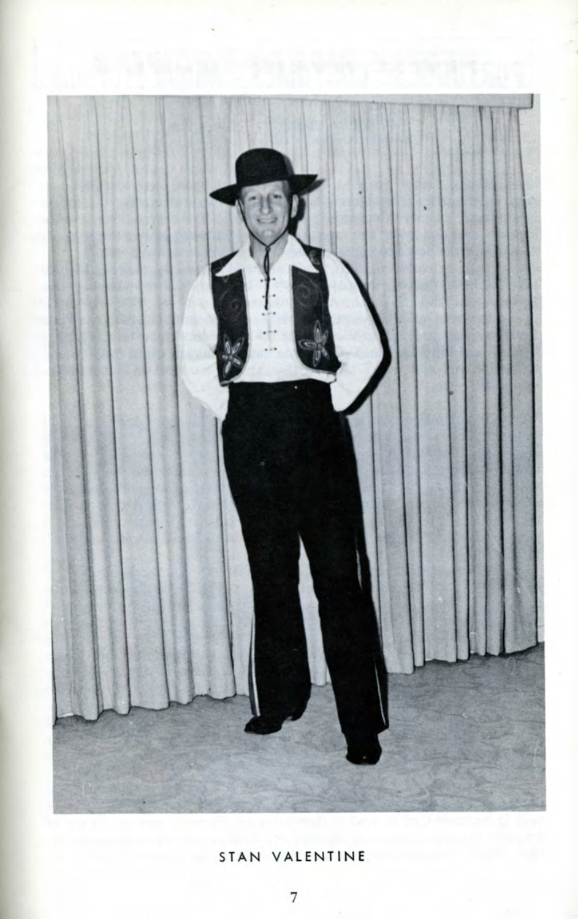STAN VALENTINE